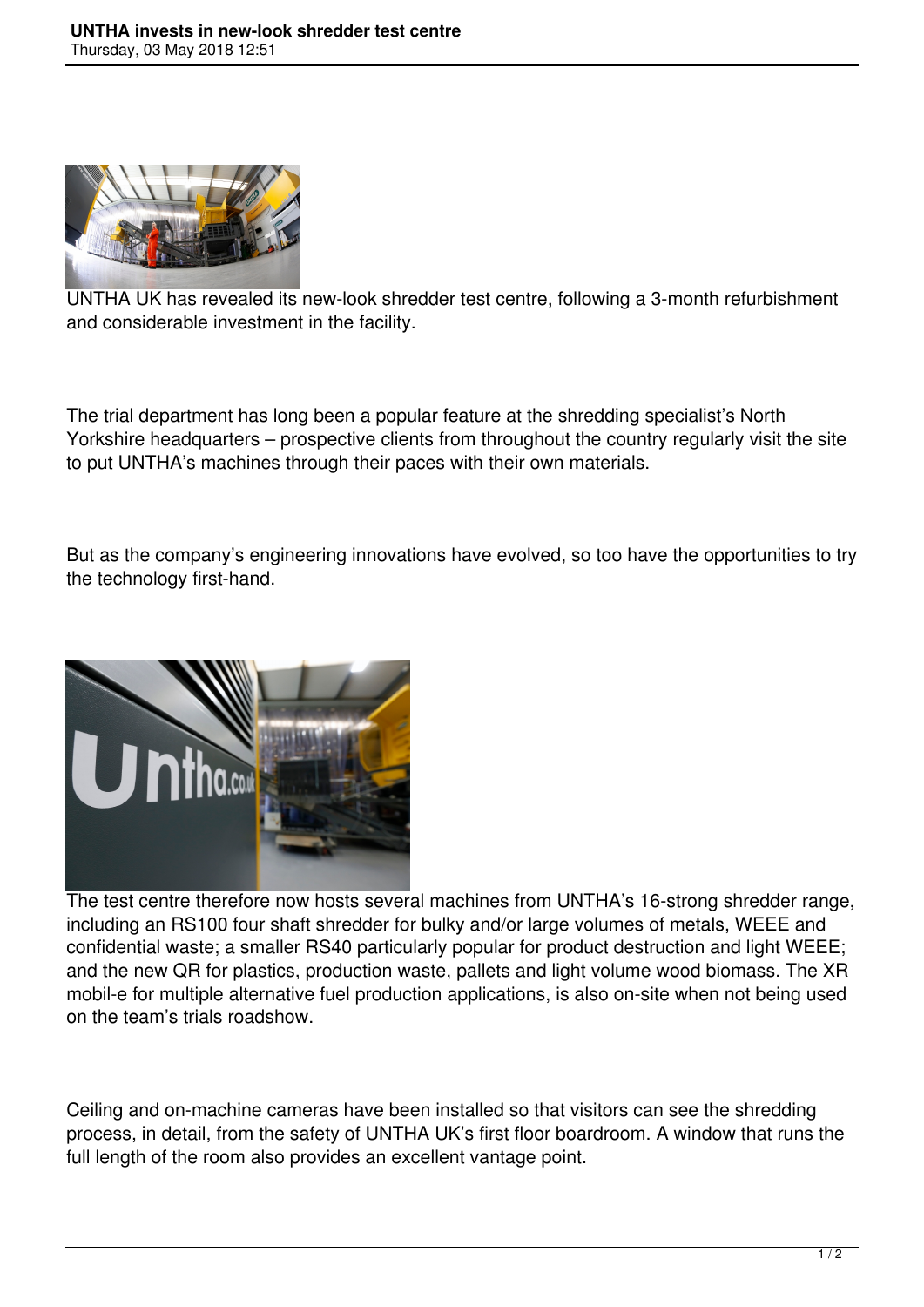# UNTHA invests in new-look shredder test centre

Thursday, 03 May 2018 12:51

UNTHA UK has revealed its new-look shredder test centre, following a 3-month refurbishment and considerable investment in the facility.

The trial department has long been a popular feature at the shredding specialist's North Yorkshire headquarters – prospective clients from throughout the country regularly visit the site to put UNTHA's machines through their paces with their own materials.

But as the company's engineering innovations have evolved, so too have the opportunities to try the technology first-hand.

The test centre therefore now hosts several machines from UNTHA's 16-strong shredder range, including an RS100 four shaft shredder for bulky and/or large volumes of metals, WEEE and confidential waste; a smaller RS40 particularly popular for product destruction and light WEEE; and the new QR for plastics, production waste, pallets and light volume wood biomass. The XR mobil-e for multiple alternative fuel production applications, is also on-site when not being used on the team's trials roadshow.

Ceiling and on-machine cameras have been installed so that visitors can see the shredding process, in detail, from the safety of UNTHA UK's first floor boardroom. A window that runs the full length of the room also provides an excellent vantage point.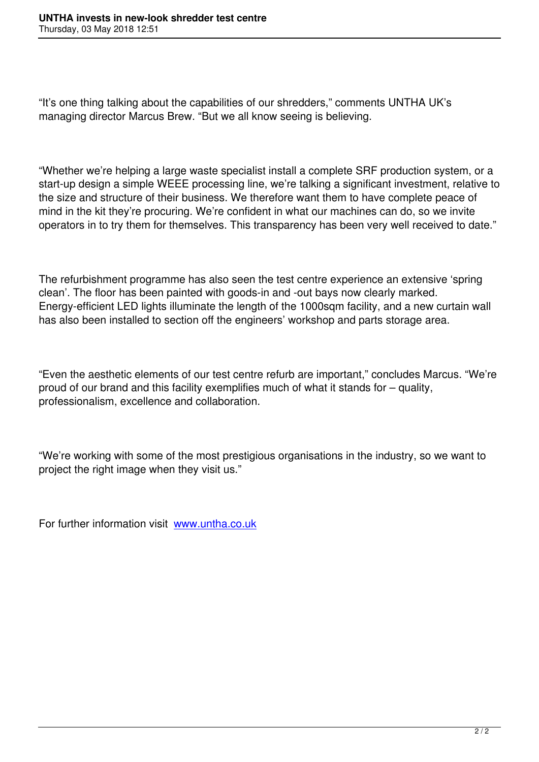"It's one thing talking about the capabilities of our shredders," comments UNTHA UK's managing director Marcus Brew. "But we all know seeing is believing.

"Whether we're helping a large waste specialist install a complete SRF production system, or a start-up design a simple WEEE processing line, we're talking a significant investment, relative to the size and structure of their business. We therefore want them to have complete peace of mind in the kit they're procuring. We're confident in what our machines can do, so we invite operators in to try them for themselves. This transparency has been very well received to date."

The refurbishment programme has also seen the test centre experience an extensive 'spring clean'. The floor has been painted with goods-in and -out bays now clearly marked. Energy-efficient LED lights illuminate the length of the 1000sqm facility, and a new curtain wall has also been installed to section off the engineers' workshop and parts storage area.

"Even the aesthetic elements of our test centre refurb are important," concludes Marcus. "We're proud of our brand and this facility exemplifies much of what it stands for – quality, professionalism, excellence and collaboration.

"We're working with some of the most prestigious organisations in the industry, so we want to project the right image when they visit us."

For further information visit [www.untha.co.uk](http://www.untha.co.uk)